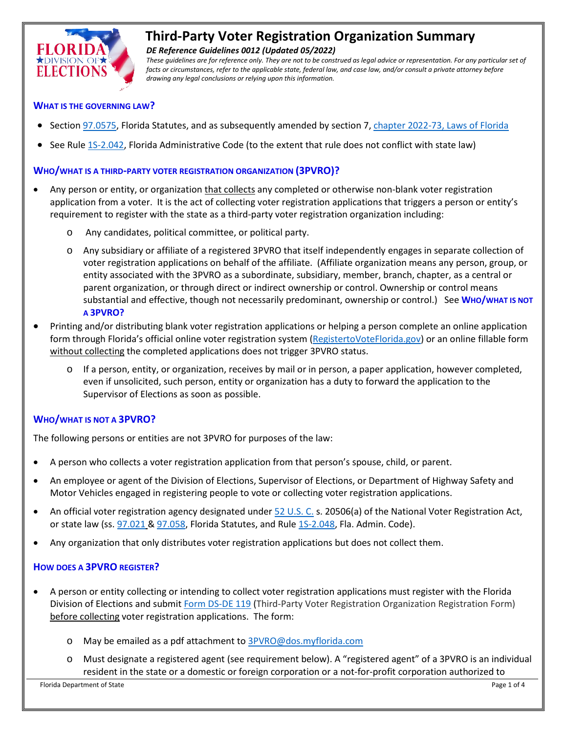# Third-Party Voter Registration Organization Summary

***DE Reference Guidelines 0012 (Updated 05/2022)***

*These guidelines are for reference only. They are not to be construed as legal advice or representation. For any particular set of facts or circumstances, refer to the applicable state, federal law, and case law, and/or consult a private attorney before drawing any legal conclusions or relying upon this information.*

## WHAT IS THE GOVERNING LAW?

- Section 97.0575, Florida Statutes, and as subsequently amended by section 7, chapter 2022-73, Laws of Florida
- See Rule 1S-2.042, Florida Administrative Code (to the extent that rule does not conflict with state law)

## WHO/WHAT IS A THIRD-PARTY VOTER REGISTRATION ORGANIZATION (3PVRO)?

- Any person or entity, or organization that collects any completed or otherwise non-blank voter registration application from a voter. It is the act of collecting voter registration applications that triggers a person or entity's requirement to register with the state as a third-party voter registration organization including:
  - Any candidates, political committee, or political party.
  - Any subsidiary or affiliate of a registered 3PVRO that itself independently engages in separate collection of voter registration applications on behalf of the affiliate. (Affiliate organization means any person, group, or entity associated with the 3PVRO as a subordinate, subsidiary, member, branch, chapter, as a central or parent organization, or through direct or indirect ownership or control. Ownership or control means substantial and effective, though not necessarily predominant, ownership or control.) See **WHO/WHAT IS NOT A 3PVRO?**
- Printing and/or distributing blank voter registration applications or helping a person complete an online application form through Florida's official online voter registration system (RegistertoVoteFlorida.gov) or an online fillable form without collecting the completed applications does not trigger 3PVRO status.
  - If a person, entity, or organization, receives by mail or in person, a paper application, however completed, even if unsolicited, such person, entity or organization has a duty to forward the application to the Supervisor of Elections as soon as possible.

## WHO/WHAT IS NOT A 3PVRO?

The following persons or entities are not 3PVRO for purposes of the law:

- A person who collects a voter registration application from that person's spouse, child, or parent.
- An employee or agent of the Division of Elections, Supervisor of Elections, or Department of Highway Safety and Motor Vehicles engaged in registering people to vote or collecting voter registration applications.
- An official voter registration agency designated under 52 U.S. C. s. 20506(a) of the National Voter Registration Act, or state law (ss. 97.021 & 97.058, Florida Statutes, and Rule 1S-2.048, Fla. Admin. Code).
- Any organization that only distributes voter registration applications but does not collect them.

## HOW DOES A 3PVRO REGISTER?

- A person or entity collecting or intending to collect voter registration applications must register with the Florida Division of Elections and submit Form DS-DE 119 (Third-Party Voter Registration Organization Registration Form) before collecting voter registration applications. The form:
  - May be emailed as a pdf attachment to 3PVRO@dos.myflorida.com
  - Must designate a registered agent (see requirement below). A "registered agent" of a 3PVRO is an individual resident in the state or a domestic or foreign corporation or a not-for-profit corporation authorized to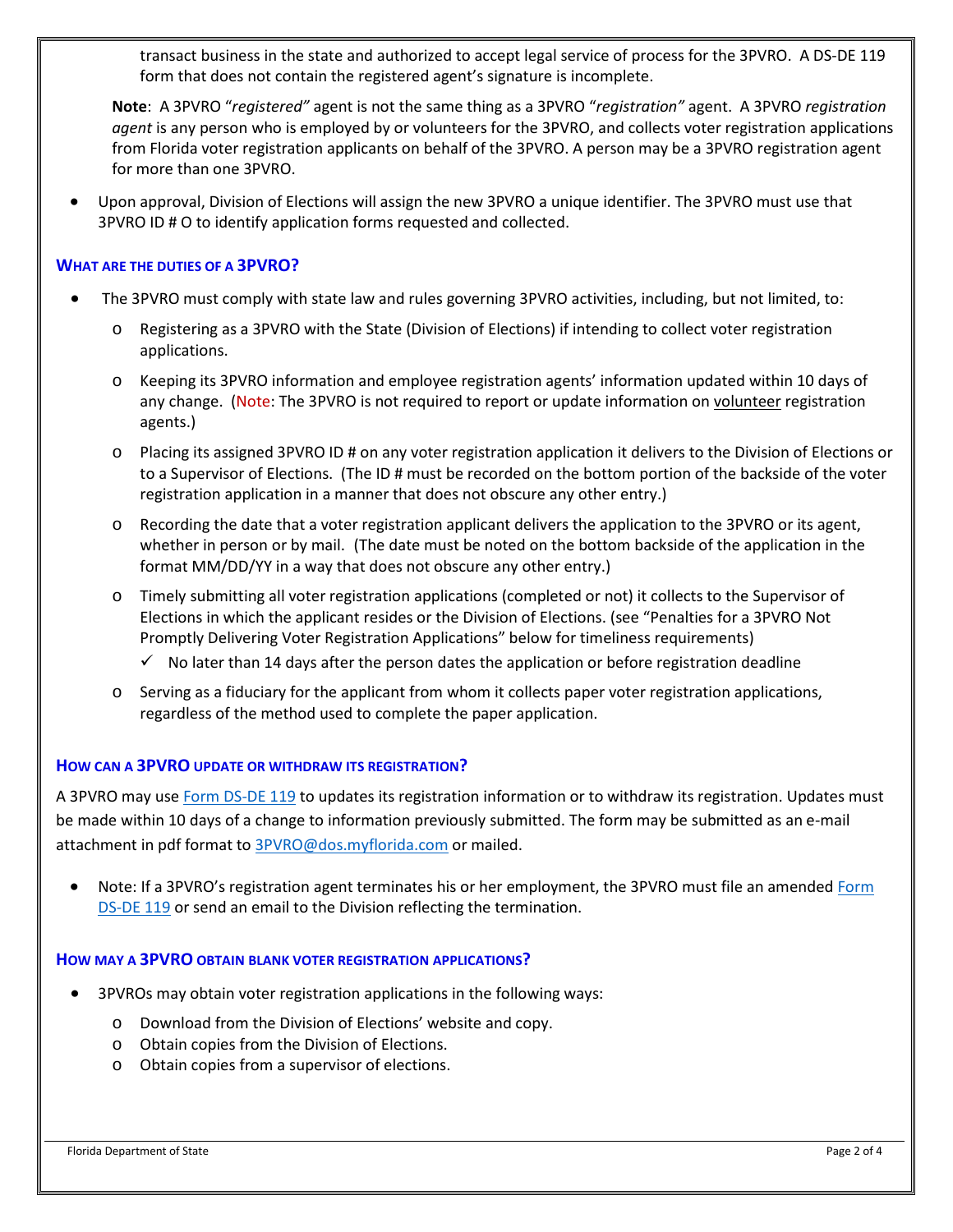transact business in the state and authorized to accept legal service of process for the 3PVRO. A DS-DE 119 form that does not contain the registered agent's signature is incomplete.

**Note**: A 3PVRO "*registered"* agent is not the same thing as a 3PVRO "*registration"* agent. A 3PVRO *registration agent* is any person who is employed by or volunteers for the 3PVRO, and collects voter registration applications from Florida voter registration applicants on behalf of the 3PVRO. A person may be a 3PVRO registration agent for more than one 3PVRO.

- Upon approval, Division of Elections will assign the new 3PVRO a unique identifier. The 3PVRO must use that 3PVRO ID # O to identify application forms requested and collected.

### WHAT ARE THE DUTIES OF A 3PVRO?

- The 3PVRO must comply with state law and rules governing 3PVRO activities, including, but not limited, to:
  - Registering as a 3PVRO with the State (Division of Elections) if intending to collect voter registration applications.
  - Keeping its 3PVRO information and employee registration agents' information updated within 10 days of any change. (Note: The 3PVRO is not required to report or update information on volunteer registration agents.)
  - Placing its assigned 3PVRO ID # on any voter registration application it delivers to the Division of Elections or to a Supervisor of Elections. (The ID # must be recorded on the bottom portion of the backside of the voter registration application in a manner that does not obscure any other entry.)
  - Recording the date that a voter registration applicant delivers the application to the 3PVRO or its agent, whether in person or by mail. (The date must be noted on the bottom backside of the application in the format MM/DD/YY in a way that does not obscure any other entry.)
  - Timely submitting all voter registration applications (completed or not) it collects to the Supervisor of Elections in which the applicant resides or the Division of Elections. (see "Penalties for a 3PVRO Not Promptly Delivering Voter Registration Applications" below for timeliness requirements)
    - ✓ No later than 14 days after the person dates the application or before registration deadline
  - Serving as a fiduciary for the applicant from whom it collects paper voter registration applications, regardless of the method used to complete the paper application.

### HOW CAN A 3PVRO UPDATE OR WITHDRAW ITS REGISTRATION?

A 3PVRO may use Form DS-DE 119 to updates its registration information or to withdraw its registration. Updates must be made within 10 days of a change to information previously submitted. The form may be submitted as an e-mail attachment in pdf format to 3PVRO@dos.myflorida.com or mailed.

- Note: If a 3PVRO's registration agent terminates his or her employment, the 3PVRO must file an amended Form DS-DE 119 or send an email to the Division reflecting the termination.

### HOW MAY A 3PVRO OBTAIN BLANK VOTER REGISTRATION APPLICATIONS?

- 3PVROs may obtain voter registration applications in the following ways:
  - Download from the Division of Elections' website and copy.
  - Obtain copies from the Division of Elections.
  - Obtain copies from a supervisor of elections.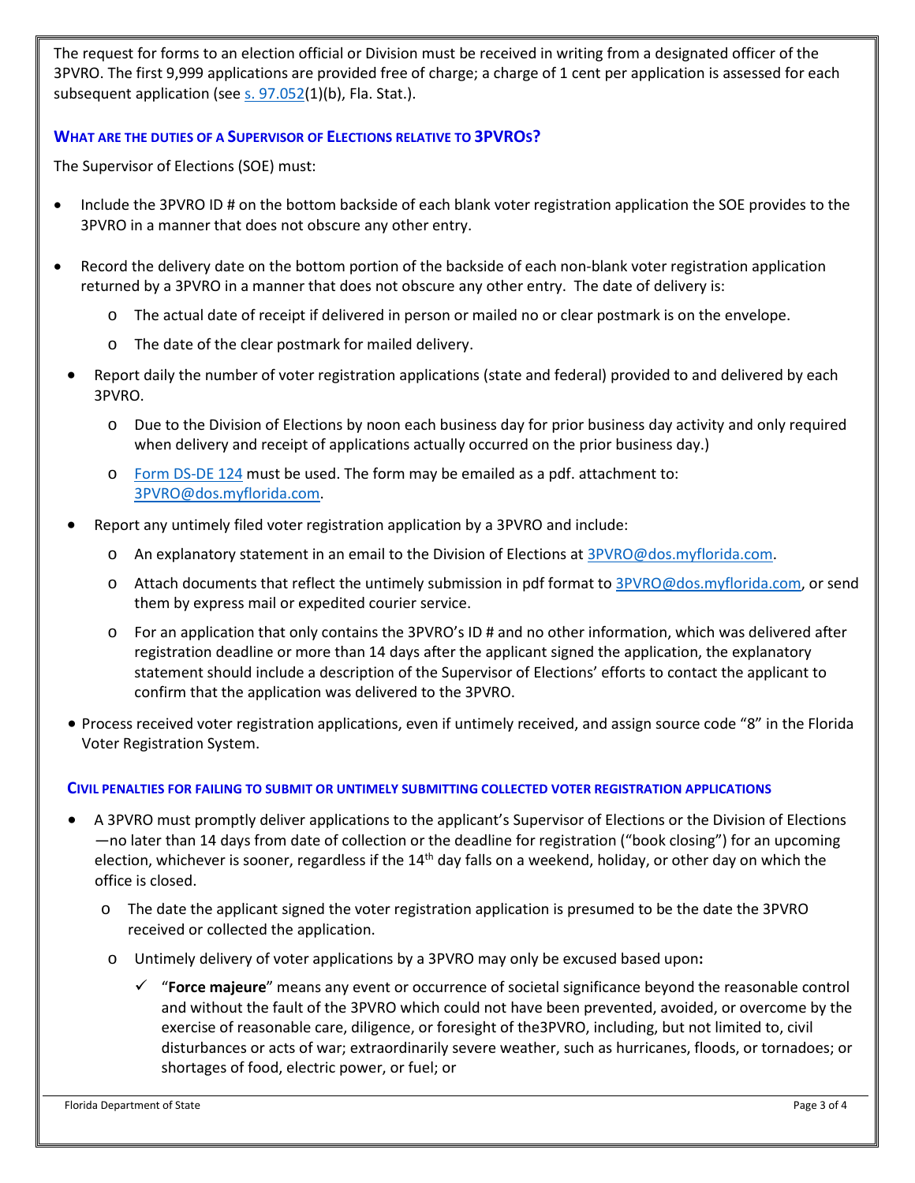The request for forms to an election official or Division must be received in writing from a designated officer of the 3PVRO. The first 9,999 applications are provided free of charge; a charge of 1 cent per application is assessed for each subsequent application (see [s. 97.052](1)(b), Fla. Stat.).

### WHAT ARE THE DUTIES OF A SUPERVISOR OF ELECTIONS RELATIVE TO 3PVROS?

The Supervisor of Elections (SOE) must:

- Include the 3PVRO ID # on the bottom backside of each blank voter registration application the SOE provides to the 3PVRO in a manner that does not obscure any other entry.
- Record the delivery date on the bottom portion of the backside of each non-blank voter registration application returned by a 3PVRO in a manner that does not obscure any other entry. The date of delivery is:
  - The actual date of receipt if delivered in person or mailed no or clear postmark is on the envelope.
  - The date of the clear postmark for mailed delivery.
- Report daily the number of voter registration applications (state and federal) provided to and delivered by each 3PVRO.
  - Due to the Division of Elections by noon each business day for prior business day activity and only required when delivery and receipt of applications actually occurred on the prior business day.)
  - Form DS-DE 124 must be used. The form may be emailed as a pdf. attachment to: 3PVRO@dos.myflorida.com.
- Report any untimely filed voter registration application by a 3PVRO and include:
  - An explanatory statement in an email to the Division of Elections at 3PVRO@dos.myflorida.com.
  - Attach documents that reflect the untimely submission in pdf format to 3PVRO@dos.myflorida.com, or send them by express mail or expedited courier service.
  - For an application that only contains the 3PVRO's ID # and no other information, which was delivered after registration deadline or more than 14 days after the applicant signed the application, the explanatory statement should include a description of the Supervisor of Elections' efforts to contact the applicant to confirm that the application was delivered to the 3PVRO.
- Process received voter registration applications, even if untimely received, and assign source code "8" in the Florida Voter Registration System.

#### CIVIL PENALTIES FOR FAILING TO SUBMIT OR UNTIMELY SUBMITTING COLLECTED VOTER REGISTRATION APPLICATIONS

- A 3PVRO must promptly deliver applications to the applicant's Supervisor of Elections or the Division of Elections —no later than 14 days from date of collection or the deadline for registration ("book closing") for an upcoming election, whichever is sooner, regardless if the 14th day falls on a weekend, holiday, or other day on which the office is closed.
  - The date the applicant signed the voter registration application is presumed to be the date the 3PVRO received or collected the application.
  - Untimely delivery of voter applications by a 3PVRO may only be excused based upon**:**
    - ✓ "**Force majeure**" means any event or occurrence of societal significance beyond the reasonable control and without the fault of the 3PVRO which could not have been prevented, avoided, or overcome by the exercise of reasonable care, diligence, or foresight of the3PVRO, including, but not limited to, civil disturbances or acts of war; extraordinarily severe weather, such as hurricanes, floods, or tornadoes; or shortages of food, electric power, or fuel; or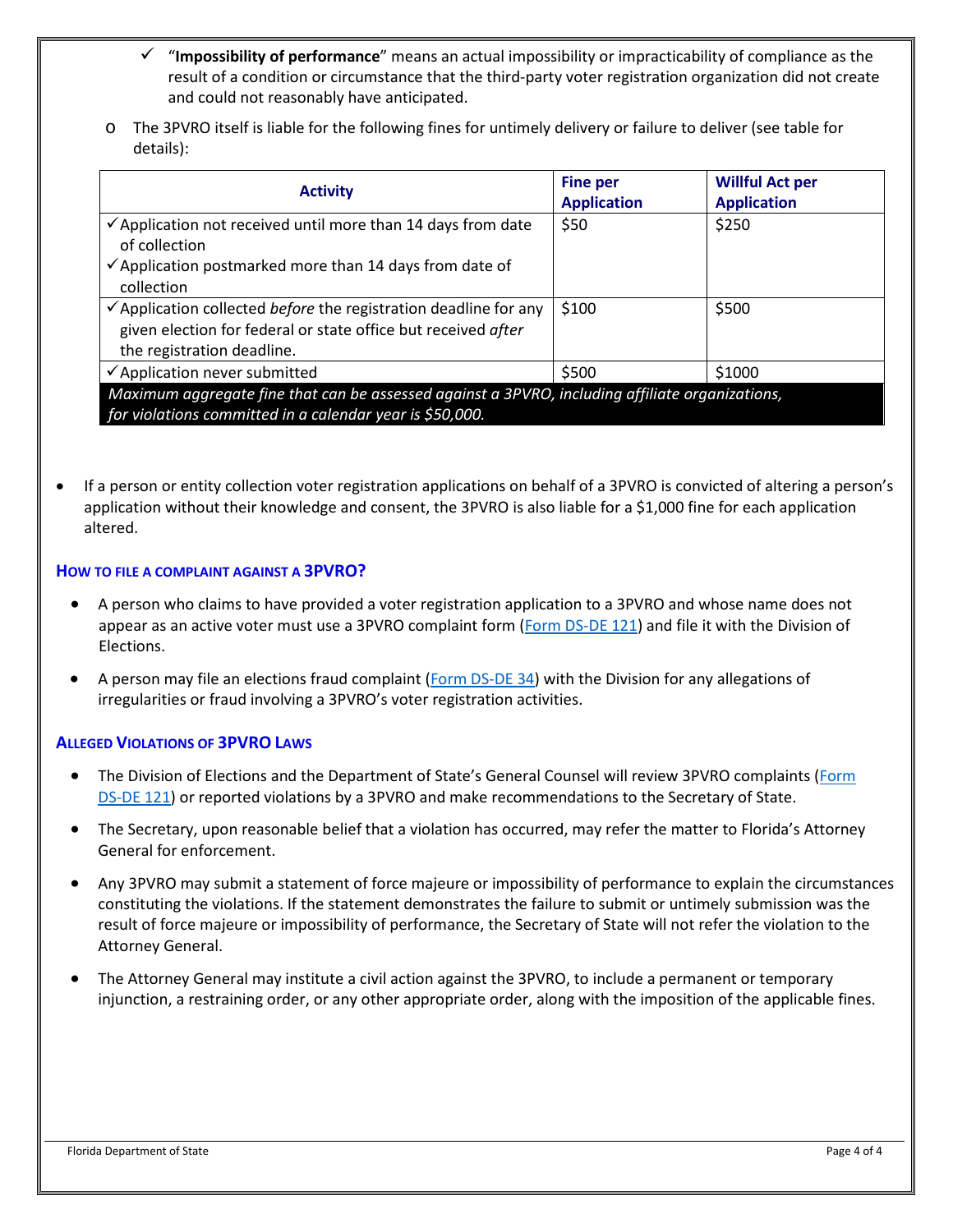- ✓ "**Impossibility of performance**" means an actual impossibility or impracticability of compliance as the result of a condition or circumstance that the third-party voter registration organization did not create and could not reasonably have anticipated.

  - The 3PVRO itself is liable for the following fines for untimely delivery or failure to deliver (see table for details):

| Activity | Fine per Application | Willful Act per Application |
|---|---|---|
| ✓Application not received until more than 14 days from date of collection<br>✓Application postmarked more than 14 days from date of collection | $50 | $250 |
| ✓Application collected *before* the registration deadline for any given election for federal or state office but received *after* the registration deadline. | $100 | $500 |
| ✓Application never submitted | $500 | $1000 |
| *Maximum aggregate fine that can be assessed against a 3PVRO, including affiliate organizations, for violations committed in a calendar year is $50,000.* | | |

- If a person or entity collection voter registration applications on behalf of a 3PVRO is convicted of altering a person's application without their knowledge and consent, the 3PVRO is also liable for a $1,000 fine for each application altered.

## How to file a complaint against a 3PVRO?

- A person who claims to have provided a voter registration application to a 3PVRO and whose name does not appear as an active voter must use a 3PVRO complaint form (Form DS-DE 121) and file it with the Division of Elections.
- A person may file an elections fraud complaint (Form DS-DE 34) with the Division for any allegations of irregularities or fraud involving a 3PVRO's voter registration activities.

## Alleged Violations of 3PVRO Laws

- The Division of Elections and the Department of State's General Counsel will review 3PVRO complaints (Form DS-DE 121) or reported violations by a 3PVRO and make recommendations to the Secretary of State.
- The Secretary, upon reasonable belief that a violation has occurred, may refer the matter to Florida's Attorney General for enforcement.
- Any 3PVRO may submit a statement of force majeure or impossibility of performance to explain the circumstances constituting the violations. If the statement demonstrates the failure to submit or untimely submission was the result of force majeure or impossibility of performance, the Secretary of State will not refer the violation to the Attorney General.
- The Attorney General may institute a civil action against the 3PVRO, to include a permanent or temporary injunction, a restraining order, or any other appropriate order, along with the imposition of the applicable fines.